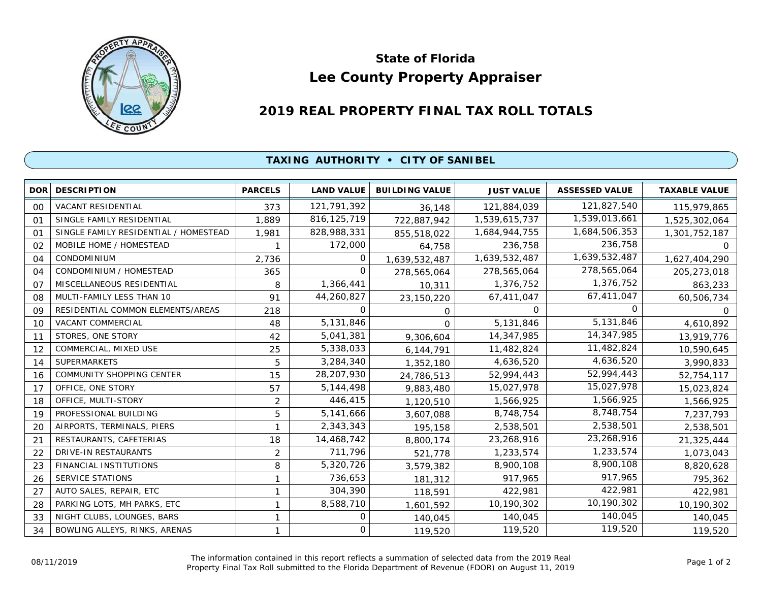# State of Florida
# Lee County Property Appraiser

## 2019 REAL PROPERTY FINAL TAX ROLL TOTALS

### TAXING AUTHORITY • CITY OF SANIBEL

| DOR | DESCRIPTION | PARCELS | LAND VALUE | BUILDING VALUE | JUST VALUE | ASSESSED VALUE | TAXABLE VALUE |
|---|---|---|---|---|---|---|---|
| 00 | VACANT RESIDENTIAL | 373 | 121,791,392 | 36,148 | 121,884,039 | 121,827,540 | 115,979,865 |
| 01 | SINGLE FAMILY RESIDENTIAL | 1,889 | 816,125,719 | 722,887,942 | 1,539,615,737 | 1,539,013,661 | 1,525,302,064 |
| 01 | SINGLE FAMILY RESIDENTIAL / HOMESTEAD | 1,981 | 828,988,331 | 855,518,022 | 1,684,944,755 | 1,684,506,353 | 1,301,752,187 |
| 02 | MOBILE HOME / HOMESTEAD | 1 | 172,000 | 64,758 | 236,758 | 236,758 | 0 |
| 04 | CONDOMINIUM | 2,736 | 0 | 1,639,532,487 | 1,639,532,487 | 1,639,532,487 | 1,627,404,290 |
| 04 | CONDOMINIUM / HOMESTEAD | 365 | 0 | 278,565,064 | 278,565,064 | 278,565,064 | 205,273,018 |
| 07 | MISCELLANEOUS RESIDENTIAL | 8 | 1,366,441 | 10,311 | 1,376,752 | 1,376,752 | 863,233 |
| 08 | MULTI-FAMILY LESS THAN 10 | 91 | 44,260,827 | 23,150,220 | 67,411,047 | 67,411,047 | 60,506,734 |
| 09 | RESIDENTIAL COMMON ELEMENTS/AREAS | 218 | 0 | 0 | 0 | 0 | 0 |
| 10 | VACANT COMMERCIAL | 48 | 5,131,846 | 0 | 5,131,846 | 5,131,846 | 4,610,892 |
| 11 | STORES, ONE STORY | 42 | 5,041,381 | 9,306,604 | 14,347,985 | 14,347,985 | 13,919,776 |
| 12 | COMMERCIAL, MIXED USE | 25 | 5,338,033 | 6,144,791 | 11,482,824 | 11,482,824 | 10,590,645 |
| 14 | SUPERMARKETS | 5 | 3,284,340 | 1,352,180 | 4,636,520 | 4,636,520 | 3,990,833 |
| 16 | COMMUNITY SHOPPING CENTER | 15 | 28,207,930 | 24,786,513 | 52,994,443 | 52,994,443 | 52,754,117 |
| 17 | OFFICE, ONE STORY | 57 | 5,144,498 | 9,883,480 | 15,027,978 | 15,027,978 | 15,023,824 |
| 18 | OFFICE, MULTI-STORY | 2 | 446,415 | 1,120,510 | 1,566,925 | 1,566,925 | 1,566,925 |
| 19 | PROFESSIONAL BUILDING | 5 | 5,141,666 | 3,607,088 | 8,748,754 | 8,748,754 | 7,237,793 |
| 20 | AIRPORTS, TERMINALS, PIERS | 1 | 2,343,343 | 195,158 | 2,538,501 | 2,538,501 | 2,538,501 |
| 21 | RESTAURANTS, CAFETERIAS | 18 | 14,468,742 | 8,800,174 | 23,268,916 | 23,268,916 | 21,325,444 |
| 22 | DRIVE-IN RESTAURANTS | 2 | 711,796 | 521,778 | 1,233,574 | 1,233,574 | 1,073,043 |
| 23 | FINANCIAL INSTITUTIONS | 8 | 5,320,726 | 3,579,382 | 8,900,108 | 8,900,108 | 8,820,628 |
| 26 | SERVICE STATIONS | 1 | 736,653 | 181,312 | 917,965 | 917,965 | 795,362 |
| 27 | AUTO SALES, REPAIR, ETC | 1 | 304,390 | 118,591 | 422,981 | 422,981 | 422,981 |
| 28 | PARKING LOTS, MH PARKS, ETC | 1 | 8,588,710 | 1,601,592 | 10,190,302 | 10,190,302 | 10,190,302 |
| 33 | NIGHT CLUBS, LOUNGES, BARS | 1 | 0 | 140,045 | 140,045 | 140,045 | 140,045 |
| 34 | BOWLING ALLEYS, RINKS, ARENAS | 1 | 0 | 119,520 | 119,520 | 119,520 | 119,520 |

08/11/2019

The information contained in this report reflects a summation of selected data from the 2019 Real Property Final Tax Roll submitted to the Florida Department of Revenue (FDOR) on August 11, 2019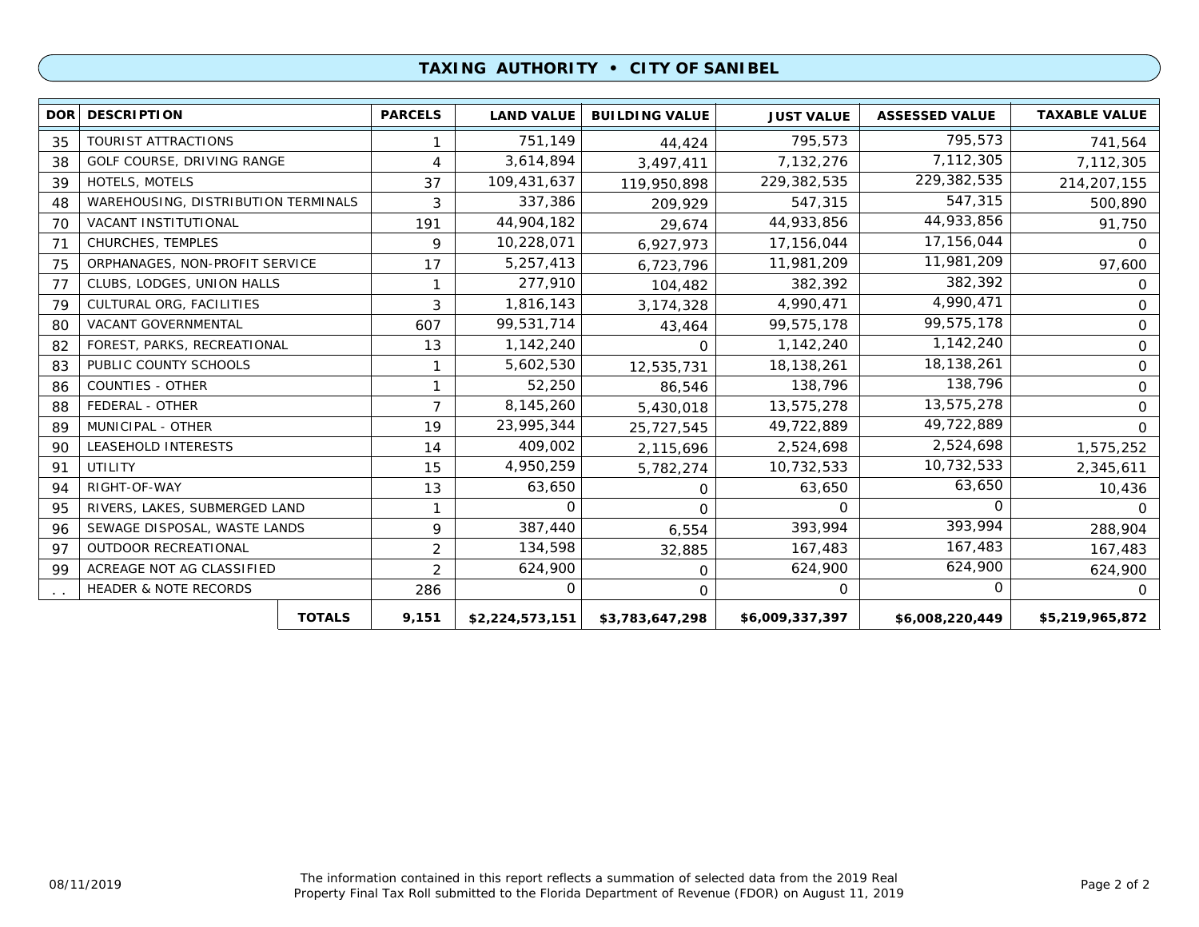## TAXING AUTHORITY • CITY OF SANIBEL

| DOR | DESCRIPTION | PARCELS | LAND VALUE | BUILDING VALUE | JUST VALUE | ASSESSED VALUE | TAXABLE VALUE |
|---|---|---|---|---|---|---|---|
| 35 | TOURIST ATTRACTIONS | 1 | 751,149 | 44,424 | 795,573 | 795,573 | 741,564 |
| 38 | GOLF COURSE, DRIVING RANGE | 4 | 3,614,894 | 3,497,411 | 7,132,276 | 7,112,305 | 7,112,305 |
| 39 | HOTELS, MOTELS | 37 | 109,431,637 | 119,950,898 | 229,382,535 | 229,382,535 | 214,207,155 |
| 48 | WAREHOUSING, DISTRIBUTION TERMINALS | 3 | 337,386 | 209,929 | 547,315 | 547,315 | 500,890 |
| 70 | VACANT INSTITUTIONAL | 191 | 44,904,182 | 29,674 | 44,933,856 | 44,933,856 | 91,750 |
| 71 | CHURCHES, TEMPLES | 9 | 10,228,071 | 6,927,973 | 17,156,044 | 17,156,044 | 0 |
| 75 | ORPHANAGES, NON-PROFIT SERVICE | 17 | 5,257,413 | 6,723,796 | 11,981,209 | 11,981,209 | 97,600 |
| 77 | CLUBS, LODGES, UNION HALLS | 1 | 277,910 | 104,482 | 382,392 | 382,392 | 0 |
| 79 | CULTURAL ORG, FACILITIES | 3 | 1,816,143 | 3,174,328 | 4,990,471 | 4,990,471 | 0 |
| 80 | VACANT GOVERNMENTAL | 607 | 99,531,714 | 43,464 | 99,575,178 | 99,575,178 | 0 |
| 82 | FOREST, PARKS, RECREATIONAL | 13 | 1,142,240 | 0 | 1,142,240 | 1,142,240 | 0 |
| 83 | PUBLIC COUNTY SCHOOLS | 1 | 5,602,530 | 12,535,731 | 18,138,261 | 18,138,261 | 0 |
| 86 | COUNTIES - OTHER | 1 | 52,250 | 86,546 | 138,796 | 138,796 | 0 |
| 88 | FEDERAL - OTHER | 7 | 8,145,260 | 5,430,018 | 13,575,278 | 13,575,278 | 0 |
| 89 | MUNICIPAL - OTHER | 19 | 23,995,344 | 25,727,545 | 49,722,889 | 49,722,889 | 0 |
| 90 | LEASEHOLD INTERESTS | 14 | 409,002 | 2,115,696 | 2,524,698 | 2,524,698 | 1,575,252 |
| 91 | UTILITY | 15 | 4,950,259 | 5,782,274 | 10,732,533 | 10,732,533 | 2,345,611 |
| 94 | RIGHT-OF-WAY | 13 | 63,650 | 0 | 63,650 | 63,650 | 10,436 |
| 95 | RIVERS, LAKES, SUBMERGED LAND | 1 | 0 | 0 | 0 | 0 | 0 |
| 96 | SEWAGE DISPOSAL, WASTE LANDS | 9 | 387,440 | 6,554 | 393,994 | 393,994 | 288,904 |
| 97 | OUTDOOR RECREATIONAL | 2 | 134,598 | 32,885 | 167,483 | 167,483 | 167,483 |
| 99 | ACREAGE NOT AG CLASSIFIED | 2 | 624,900 | 0 | 624,900 | 624,900 | 624,900 |
| .. | HEADER & NOTE RECORDS | 286 | 0 | 0 | 0 | 0 | 0 |
| | **TOTALS** | **9,151** | **$2,224,573,151** | **$3,783,647,298** | **$6,009,337,397** | **$6,008,220,449** | **$5,219,965,872** |

08/11/2019

The information contained in this report reflects a summation of selected data from the 2019 Real Property Final Tax Roll submitted to the Florida Department of Revenue (FDOR) on August 11, 2019